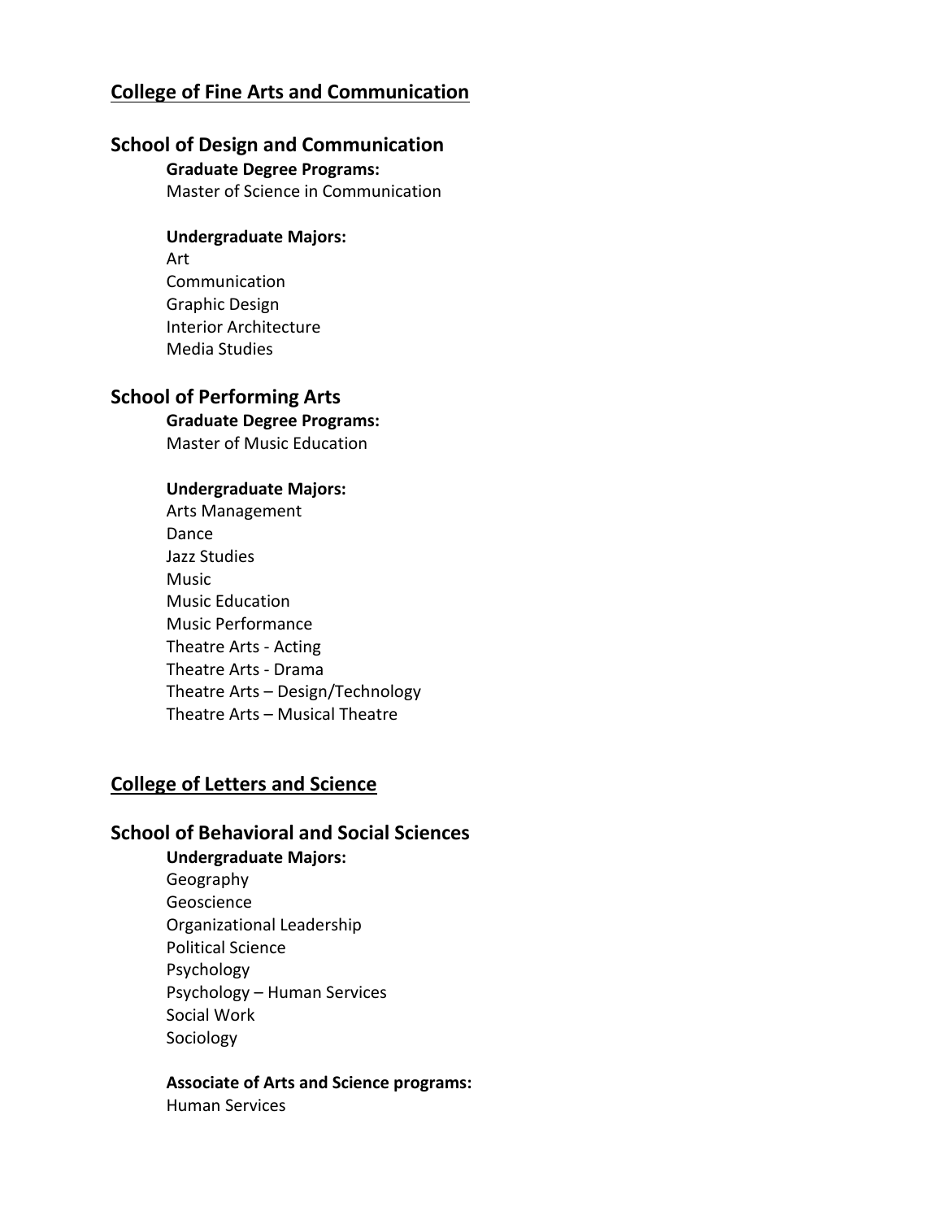# College of Fine Arts and Communication

## School of Design and Communication

**Graduate Degree Programs:**

Master of Science in Communication

**Undergraduate Majors:**

Art
Communication
Graphic Design
Interior Architecture
Media Studies

## School of Performing Arts

**Graduate Degree Programs:**

Master of Music Education

**Undergraduate Majors:**

Arts Management
Dance
Jazz Studies
Music
Music Education
Music Performance
Theatre Arts - Acting
Theatre Arts - Drama
Theatre Arts – Design/Technology
Theatre Arts – Musical Theatre

# College of Letters and Science

## School of Behavioral and Social Sciences

**Undergraduate Majors:**

Geography
Geoscience
Organizational Leadership
Political Science
Psychology
Psychology – Human Services
Social Work
Sociology

**Associate of Arts and Science programs:**

Human Services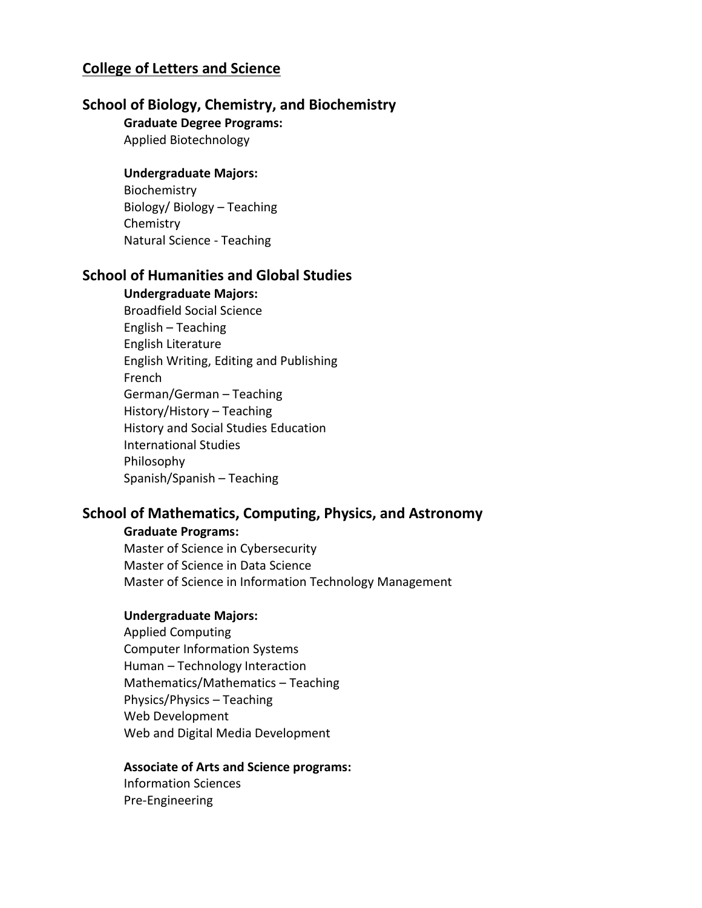## College of Letters and Science

## School of Biology, Chemistry, and Biochemistry

**Graduate Degree Programs:**

Applied Biotechnology

**Undergraduate Majors:**

Biochemistry
Biology/ Biology – Teaching
Chemistry
Natural Science - Teaching

## School of Humanities and Global Studies

**Undergraduate Majors:**

Broadfield Social Science
English – Teaching
English Literature
English Writing, Editing and Publishing
French
German/German – Teaching
History/History – Teaching
History and Social Studies Education
International Studies
Philosophy
Spanish/Spanish – Teaching

## School of Mathematics, Computing, Physics, and Astronomy

**Graduate Programs:**

Master of Science in Cybersecurity
Master of Science in Data Science
Master of Science in Information Technology Management

**Undergraduate Majors:**

Applied Computing
Computer Information Systems
Human – Technology Interaction
Mathematics/Mathematics – Teaching
Physics/Physics – Teaching
Web Development
Web and Digital Media Development

**Associate of Arts and Science programs:**

Information Sciences
Pre-Engineering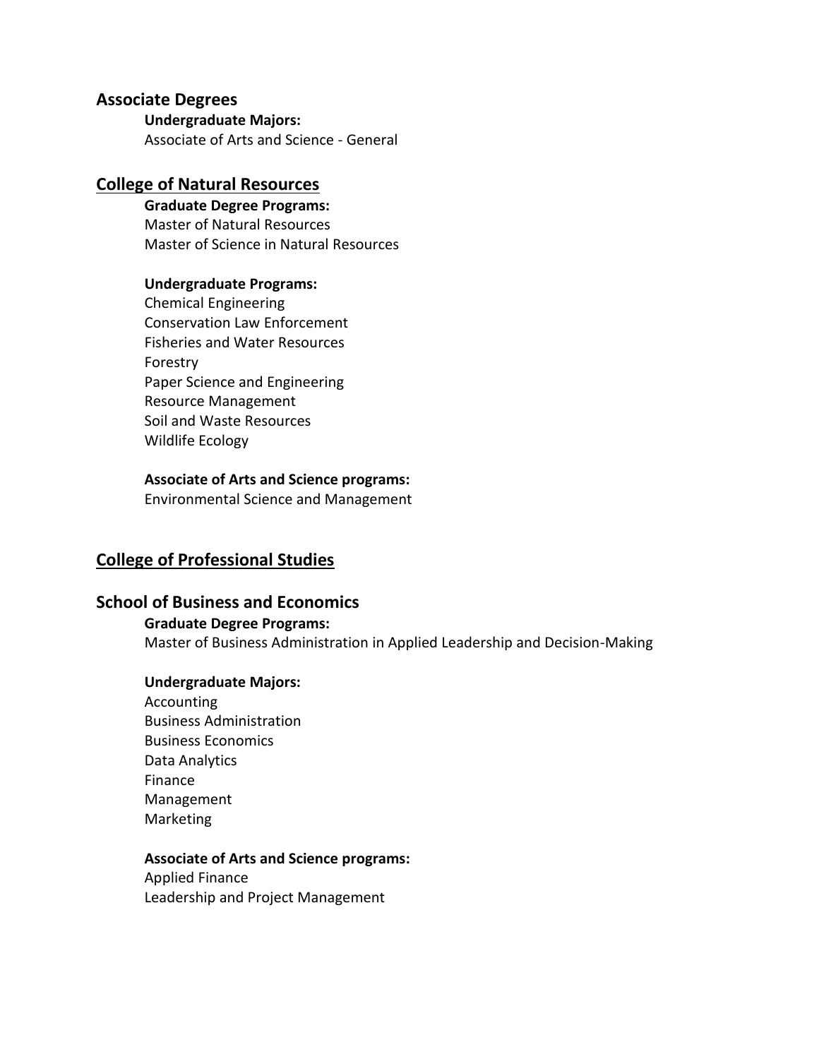## Associate Degrees

**Undergraduate Majors:**

Associate of Arts and Science - General

## College of Natural Resources

**Graduate Degree Programs:**

Master of Natural Resources
Master of Science in Natural Resources

**Undergraduate Programs:**

Chemical Engineering
Conservation Law Enforcement
Fisheries and Water Resources
Forestry
Paper Science and Engineering
Resource Management
Soil and Waste Resources
Wildlife Ecology

**Associate of Arts and Science programs:**

Environmental Science and Management

## College of Professional Studies

## School of Business and Economics

**Graduate Degree Programs:**

Master of Business Administration in Applied Leadership and Decision-Making

**Undergraduate Majors:**

Accounting
Business Administration
Business Economics
Data Analytics
Finance
Management
Marketing

**Associate of Arts and Science programs:**

Applied Finance
Leadership and Project Management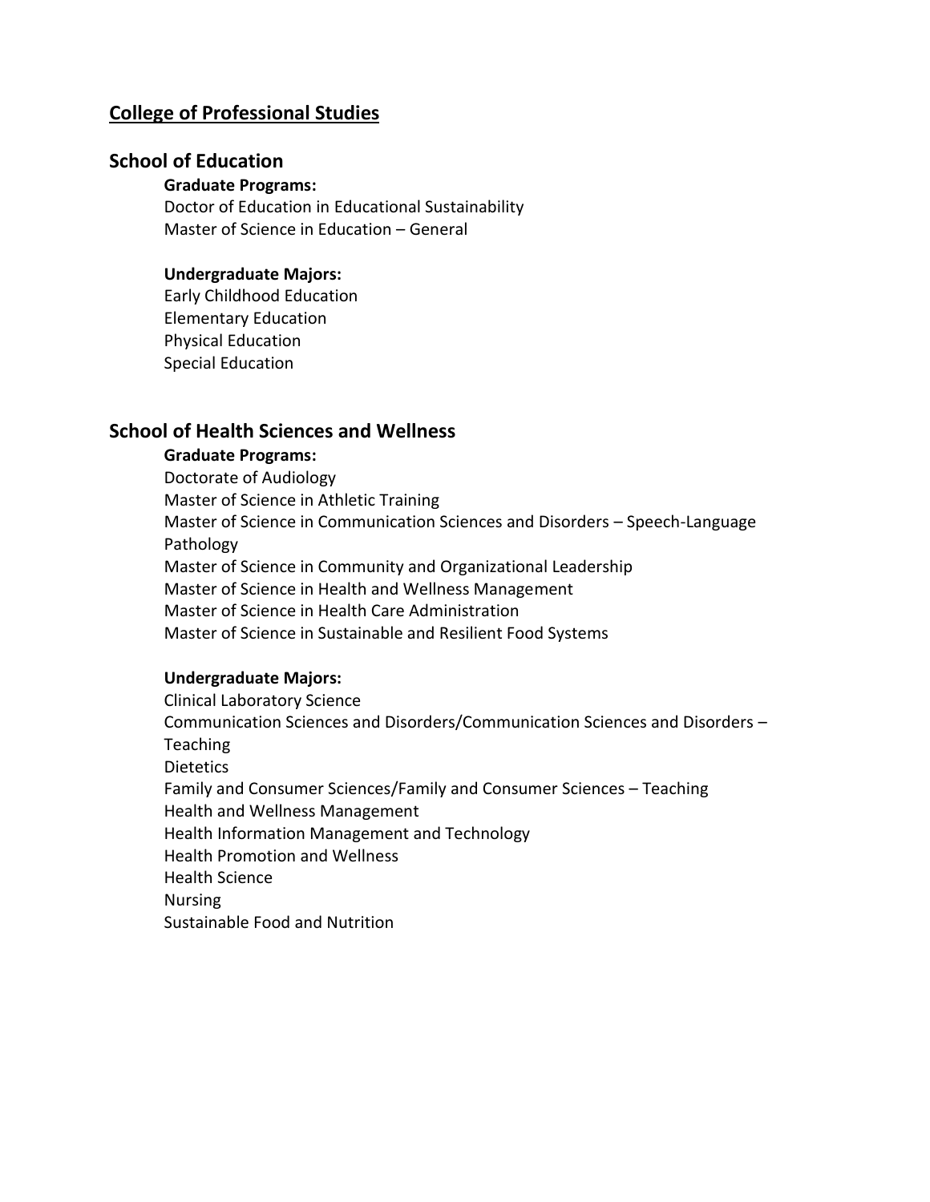## College of Professional Studies

## School of Education

**Graduate Programs:**

Doctor of Education in Educational Sustainability
Master of Science in Education – General

**Undergraduate Majors:**

Early Childhood Education
Elementary Education
Physical Education
Special Education

## School of Health Sciences and Wellness

**Graduate Programs:**

Doctorate of Audiology
Master of Science in Athletic Training
Master of Science in Communication Sciences and Disorders – Speech-Language Pathology
Master of Science in Community and Organizational Leadership
Master of Science in Health and Wellness Management
Master of Science in Health Care Administration
Master of Science in Sustainable and Resilient Food Systems

**Undergraduate Majors:**

Clinical Laboratory Science
Communication Sciences and Disorders/Communication Sciences and Disorders – Teaching
Dietetics
Family and Consumer Sciences/Family and Consumer Sciences – Teaching
Health and Wellness Management
Health Information Management and Technology
Health Promotion and Wellness
Health Science
Nursing
Sustainable Food and Nutrition